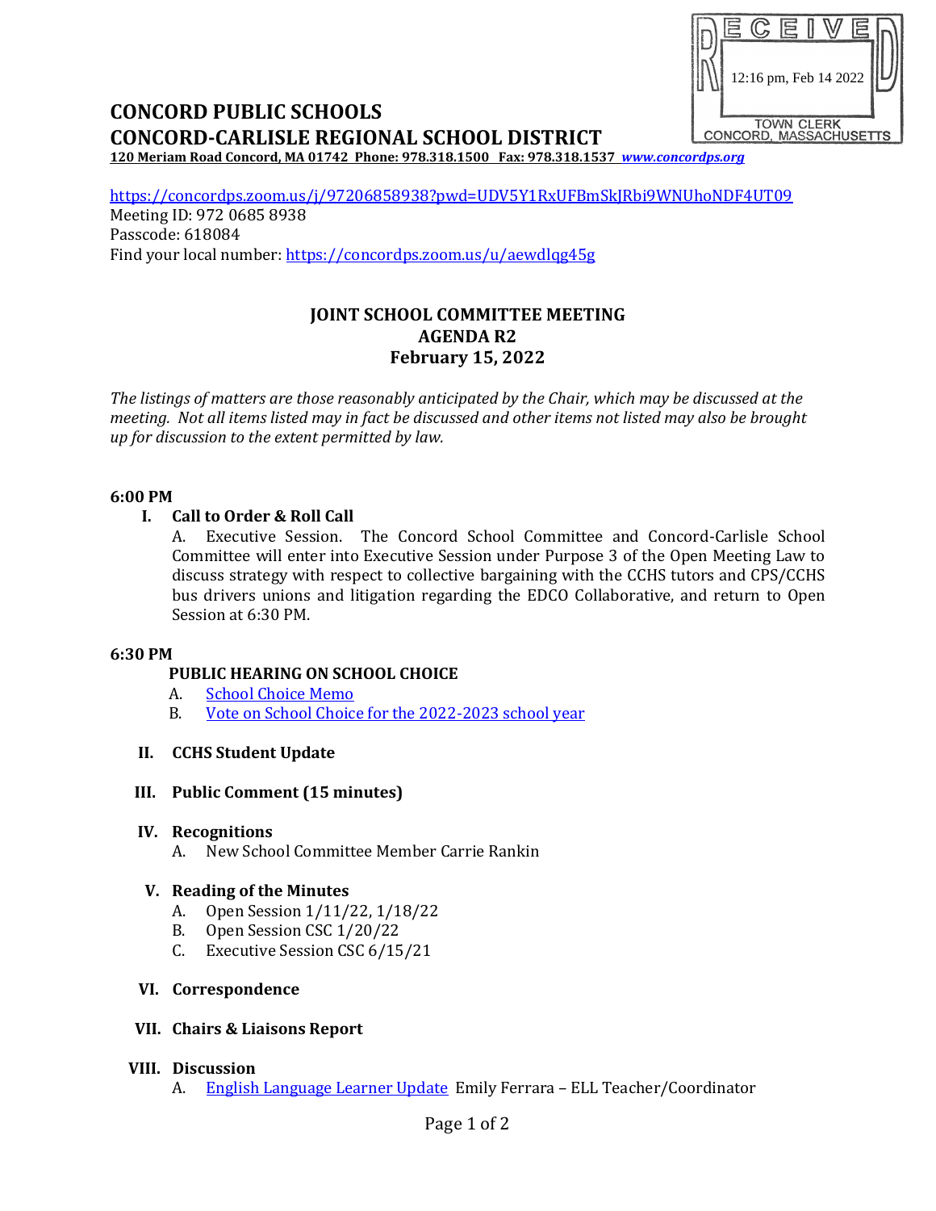RECEIVED
12:16 pm, Feb 14 2022
TOWN CLERK
CONCORD, MASSACHUSETTS

# CONCORD PUBLIC SCHOOLS
# CONCORD-CARLISLE REGIONAL SCHOOL DISTRICT

**120 Meriam Road Concord, MA 01742 Phone: 978.318.1500 Fax: 978.318.1537 *www.concordps.org***

https://concordps.zoom.us/j/97206858938?pwd=UDV5Y1RxUFBmSkJRbi9WNUhoNDF4UT09
Meeting ID: 972 0685 8938
Passcode: 618084
Find your local number: https://concordps.zoom.us/u/aewdlqg45g

## JOINT SCHOOL COMMITTEE MEETING
## AGENDA R2
## February 15, 2022

*The listings of matters are those reasonably anticipated by the Chair, which may be discussed at the meeting. Not all items listed may in fact be discussed and other items not listed may also be brought up for discussion to the extent permitted by law.*

**6:00 PM**

**I. Call to Order & Roll Call**

A. Executive Session. The Concord School Committee and Concord-Carlisle School Committee will enter into Executive Session under Purpose 3 of the Open Meeting Law to discuss strategy with respect to collective bargaining with the CCHS tutors and CPS/CCHS bus drivers unions and litigation regarding the EDCO Collaborative, and return to Open Session at 6:30 PM.

**6:30 PM**

**PUBLIC HEARING ON SCHOOL CHOICE**

A. School Choice Memo
B. Vote on School Choice for the 2022-2023 school year

**II. CCHS Student Update**

**III. Public Comment (15 minutes)**

**IV. Recognitions**

A. New School Committee Member Carrie Rankin

**V. Reading of the Minutes**

A. Open Session 1/11/22, 1/18/22
B. Open Session CSC 1/20/22
C. Executive Session CSC 6/15/21

**VI. Correspondence**

**VII. Chairs & Liaisons Report**

**VIII. Discussion**

A. English Language Learner Update Emily Ferrara – ELL Teacher/Coordinator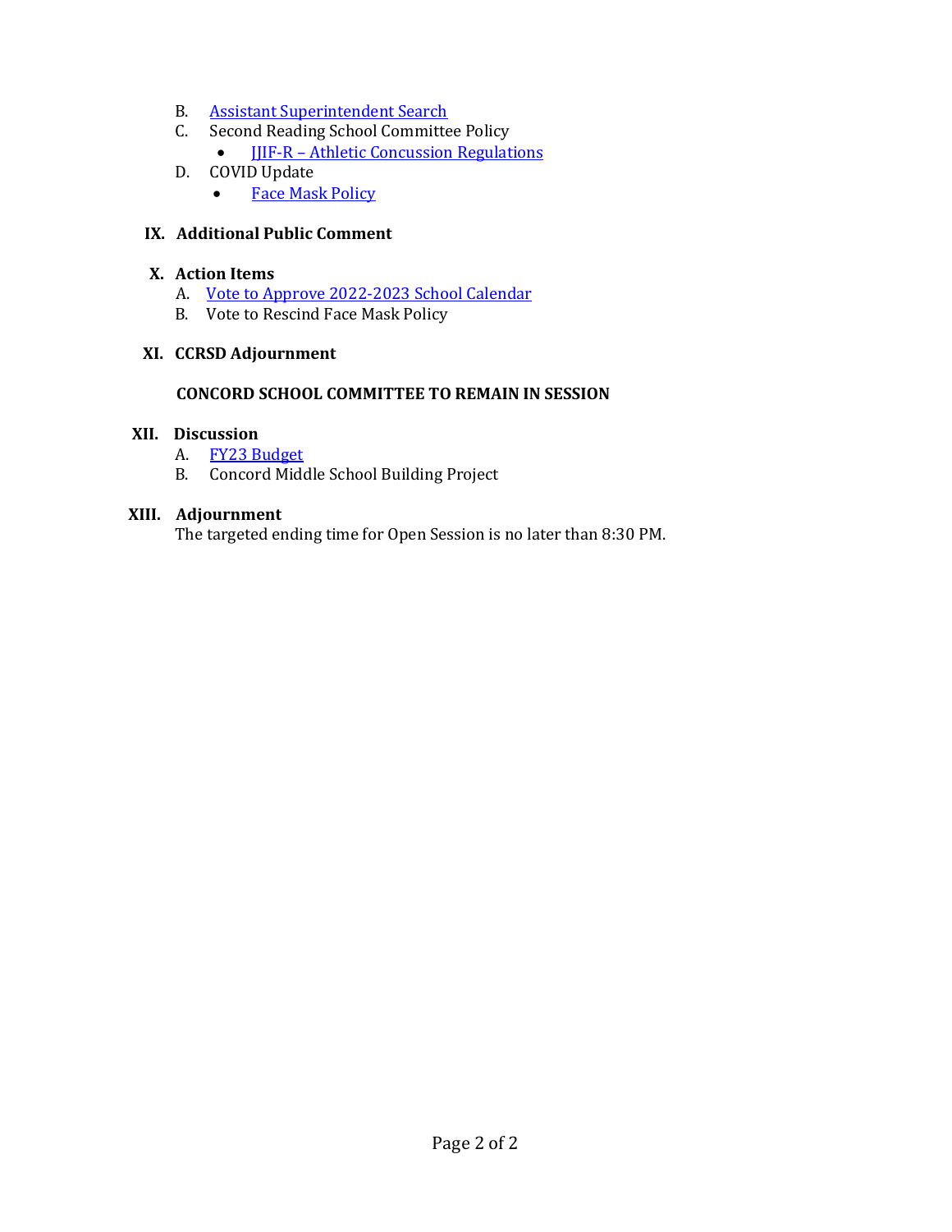B. Assistant Superintendent Search
C. Second Reading School Committee Policy
   - JJIF-R – Athletic Concussion Regulations
D. COVID Update
   - Face Mask Policy

**IX. Additional Public Comment**

**X. Action Items**

A. Vote to Approve 2022-2023 School Calendar
B. Vote to Rescind Face Mask Policy

**XI. CCRSD Adjournment**

**CONCORD SCHOOL COMMITTEE TO REMAIN IN SESSION**

**XII. Discussion**

A. FY23 Budget
B. Concord Middle School Building Project

**XIII. Adjournment**

The targeted ending time for Open Session is no later than 8:30 PM.